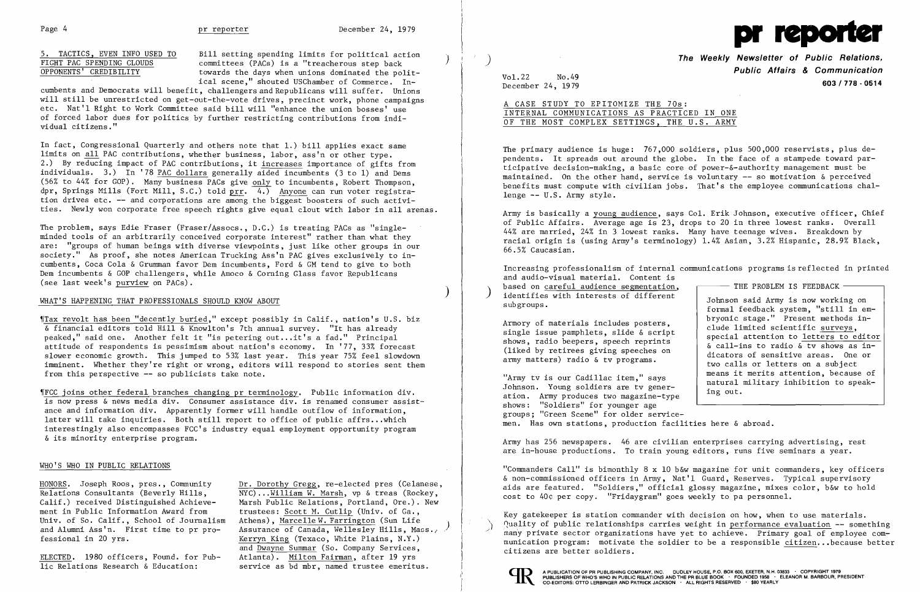### 5. TACTICS, EVEN INFO USED TO FIGHT PAC SPENDING CLOUDS OPPONENTS' CREDIBILITY

Bill setting spending limits for political action committees (PACs) is a "treacherous step back towards the days when unions dominated the political scene," shouted USChamber of Commerce. Incumbents and Democrats will benefit, challengers and Republicans will suffer. Unions will still be unrestricted on get-out-the-vote drives, precinct work, phone campaigns etc. Nat'l Right to Work Committee said bill will "enhance the union bosses' use of forced labor dues for politics by further restricting contributions from individual citizens."

In fact, Congressional Quarterly and others note that 1.) bill applies exact same limits on all PAC contributions, whether business, labor, ass'n or other type. 2.) By reducing impact of PAC contributions, it increases importance of gifts from individuals. 3.) In '78 PAC dollars generally aided incumbents (3 to 1) and Dems (56% to 44% for GOP). Many business PACs give only to incumbents, Robert Thompson, dpr, Springs Mills (Fort Mill, S.C.) told prr. 4.) Anyone can run voter registration drives etc. -- and corporations are among the biggest boosters of such activities. Newly won corporate free speech rights give equal clout with labor in all arenas.

The problem, says Edie Fraser (Fraser/Assocs., D.C.) is treating PACs as "single-minded tools of an arbitrarily conceived corporate interest" rather than what they are: "groups of human beings with diverse viewpoints, just like other groups in our society." As proof, she notes American Trucking Ass'n PAC gives exclusively to incumbents, Coca Cola & Grumman favor Dem incumbents, Ford & GM tend to give to both Dem incumbents & GOP challengers, while Amoco & Corning Glass favor Republicans (see last week's purview on PACs).

## WHAT'S HAPPENING THAT PROFESSIONALS SHOULD KNOW ABOUT

¶Tax revolt has been "decently buried," except possibly in Calif., nation's U.S. biz & financial editors told Hill & Knowlton's 7th annual survey. "It has already peaked," said one. Another felt it "is petering out...it's a fad." Principal attitude of respondents is pessimism about nation's economy. In '77, 33% forecast slower economic growth. This jumped to 53% last year. This year 75% feel slowdown imminent. Whether they're right or wrong, editors will respond to stories sent them from this perspective -- so publicists take note.

¶FCC joins other federal branches changing pr terminology. Public information div. is now press & news media div. Consumer assistance div. is renamed consumer assistance and information div. Apparently former will handle outflow of information, latter will take inquiries. Both still report to office of public affrs...which interestingly also encompasses FCC's industry equal employment opportunity program & its minority enterprise program.

## WHO'S WHO IN PUBLIC RELATIONS

HONORS. Joseph Roos, pres., Community Relations Consultants (Beverly Hills, Calif.) received Distinguished Achievement in Public Information Award from Univ. of So. Calif., School of Journalism and Alumni Ass'n. First time to pr professional in 20 yrs.

ELECTED. 1980 officers, Found. for Public Relations Research & Education: Dr. Dorothy Gregg, re-elected pres (Celanese, NYC)...William W. Marsh, vp & treas (Rockey, Marsh Public Relations, Portland, Ore.). New trustees: Scott M. Cutlip (Univ. of Ga., Athens), Marcelle W. Farrington (Sun Life Assurance of Canada, Wellesley Hills, Mass.), Kerryn King (Texaco, White Plains, N.Y.) and Dwayne Summar (So. Company Services, Atlanta). Milton Fairman, after 19 yrs service as bd mbr, named trustee emeritus.

# pr reporter

**The Weekly Newsletter of Public Relations, Public Affairs & Communication**

Vol.22 No.49
December 24, 1979

603 / 778 - 0514

## A CASE STUDY TO EPITOMIZE THE 70s: INTERNAL COMMUNICATIONS AS PRACTICED IN ONE OF THE MOST COMPLEX SETTINGS, THE U.S. ARMY

The primary audience is huge: 767,000 soldiers, plus 500,000 reservists, plus dependents. It spreads out around the globe. In the face of a stampede toward participative decision-making, a basic core of power-&-authority management must be maintained. On the other hand, service is voluntary -- so motivation & perceived benefits must compute with civilian jobs. That's the employee communications challenge -- U.S. Army style.

Army is basically a young audience, says Col. Erik Johnson, executive officer, Chief of Public Affairs. Average age is 23, drops to 20 in three lowest ranks. Overall 44% are married, 24% in 3 lowest ranks. Many have teenage wives. Breakdown by racial origin is (using Army's terminology) 1.4% Asian, 3.2% Hispanic, 28.9% Black, 66.5% Caucasian.

Increasing professionalism of internal communications programs is reflected in printed and audio-visual material. Content is based on careful audience segmentation, identifies with interests of different subgroups.

> **THE PROBLEM IS FEEDBACK**
>
> Johnson said Army is now working on formal feedback system, "still in embryonic stage." Present methods include limited scientific surveys, special attention to letters to editor & call-ins to radio & tv shows as indicators of sensitive areas. One or two calls or letters on a subject means it merits attention, because of natural military inhibition to speaking out.

Armory of materials includes posters, single issue pamphlets, slide & script shows, radio beepers, speech reprints (liked by retirees giving speeches on army matters) radio & tv programs.

"Army tv is our Cadillac item," says Johnson. Young soldiers are tv generation. Army produces two magazine-type shows: "Soldiers" for younger age groups; "Green Scene" for older servicemen. Has own stations, production facilities here & abroad.

Army has 256 newspapers. 46 are civilian enterprises carrying advertising, rest are in-house productions. To train young editors, runs five seminars a year.

"Commanders Call" is bimonthly 8 x 10 b&w magazine for unit commanders, key officers & non-commissioned officers in Army, Nat'l Guard, Reserves. Typical supervisory aids are featured. "Soldiers," official glossy magazine, mixes color, b&w to hold cost to 40¢ per copy. "Fridaygram" goes weekly to pa personnel.

Key gatekeeper is station commander with decision on how, when to use materials. Quality of public relationships carries weight in performance evaluation -- something many private sector organizations have yet to achieve. Primary goal of employee communication program: motivate the soldier to be a responsible citizen...because better citizens are better soldiers.

A PUBLICATION OF PR PUBLISHING COMPANY, INC. DUDLEY HOUSE, P.O. BOX 600, EXETER, N.H. 03833 · COPYRIGHT 1979
PUBLISHERS OF WHO'S WHO IN PUBLIC RELATIONS AND THE PR BLUE BOOK · FOUNDED 1958 · ELEANOR M. BARBOUR, PRESIDENT
CO-EDITORS: OTTO LERBINGER AND PATRICK JACKSON · ALL RIGHTS RESERVED · $80 YEARLY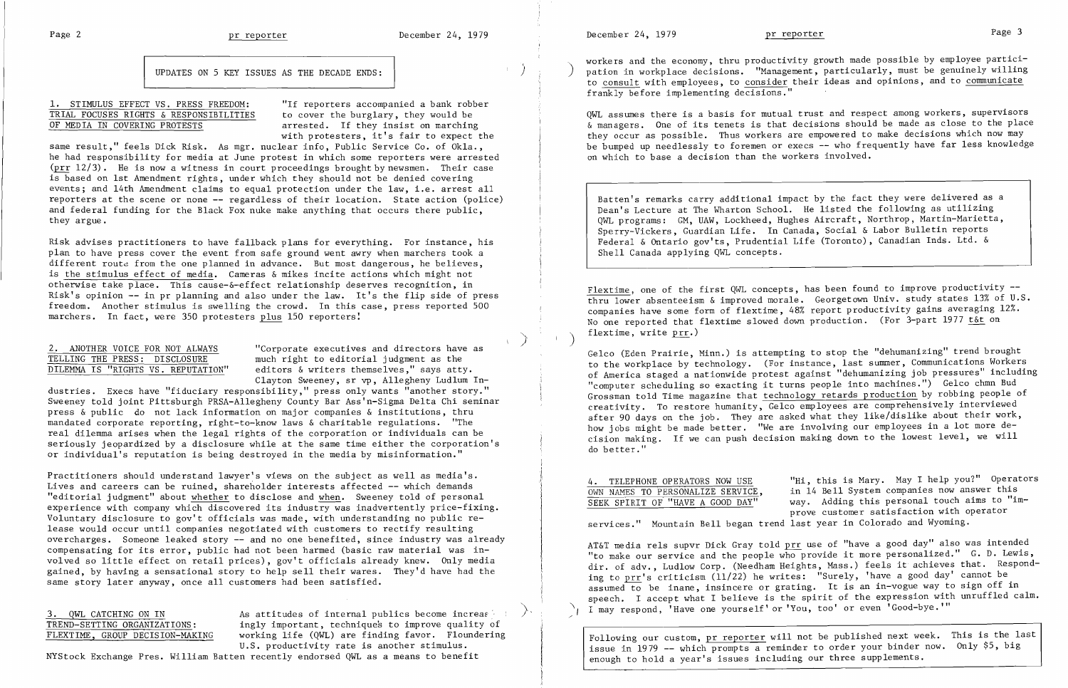UPDATES ON 5 KEY ISSUES AS THE DECADE ENDS:

**1. STIMULUS EFFECT VS. PRESS FREEDOM: TRIAL FOCUSES RIGHTS & RESPONSIBILITIES OF MEDIA IN COVERING PROTESTS**

"If reporters accompanied a bank robber to cover the burglary, they would be arrested. If they insist on marching with protesters, it's fair to expect the same result," feels Dick Risk. As mgr. nuclear info, Public Service Co. of Okla., he had responsibility for media at June protest in which some reporters were arrested (prr 12/3). He is now a witness in court proceedings brought by newsmen. Their case is based on 1st Amendment rights, under which they should not be denied covering events; and 14th Amendment claims to equal protection under the law, i.e. arrest all reporters at the scene or none -- regardless of their location. State action (police) and federal funding for the Black Fox nuke make anything that occurs there public, they argue.

Risk advises practitioners to have fallback plans for everything. For instance, his plan to have press cover the event from safe ground went awry when marchers took a different route from the one planned in advance. But most dangerous, he believes, is the stimulus effect of media. Cameras & mikes incite actions which might not otherwise take place. This cause-&-effect relationship deserves recognition, in Risk's opinion -- in pr planning and also under the law. It's the flip side of press freedom. Another stimulus is swelling the crowd. In this case, press reported 500 marchers. In fact, were 350 protesters plus 150 reporters!

**2. ANOTHER VOICE FOR NOT ALWAYS TELLING THE PRESS: DISCLOSURE DILEMMA IS "RIGHTS VS. REPUTATION"**

"Corporate executives and directors have as much right to editorial judgment as the editors & writers themselves," says atty. Clayton Sweeney, sr vp, Allegheny Ludlum Industries. Execs have "fiduciary responsibility," press only wants "another story." Sweeney told joint Pittsburgh PRSA-Allegheny County Bar Ass'n-Sigma Delta Chi seminar press & public do not lack information on major companies & institutions, thru mandated corporate reporting, right-to-know laws & charitable regulations. "The real dilemma arises when the legal rights of the corporation or individuals can be seriously jeopardized by a disclosure while at the same time either the corporation's or individual's reputation is being destroyed in the media by misinformation."

Practitioners should understand lawyer's views on the subject as well as media's. Lives and careers can be ruined, shareholder interests affected -- which demands "editorial judgment" about whether to disclose and when. Sweeney told of personal experience with company which discovered its industry was inadvertently price-fixing. Voluntary disclosure to gov't officials was made, with understanding no public release would occur until companies negotiated with customers to rectify resulting overcharges. Someone leaked story -- and no one benefited, since industry was already compensating for its error, public had not been harmed (basic raw material was involved so little effect on retail prices), gov't officials already knew. Only media gained, by having a sensational story to help sell their wares. They'd have had the same story later anyway, once all customers had been satisfied.

**3. QWL CATCHING ON IN TREND-SETTING ORGANIZATIONS: FLEXTIME, GROUP DECISION-MAKING**

As attitudes of internal publics become increasingly important, techniques to improve quality of working life (QWL) are finding favor. Floundering U.S. productivity rate is another stimulus. NYStock Exchange Pres. William Batten recently endorsed QWL as a means to benefit workers and the economy, thru productivity growth made possible by employee participation in workplace decisions. "Management, particularly, must be genuinely willing to consult with employees, to consider their ideas and opinions, and to communicate frankly before implementing decisions."

QWL assumes there is a basis for mutual trust and respect among workers, supervisors & managers. One of its tenets is that decisions should be made as close to the place they occur as possible. Thus workers are empowered to make decisions which now may be bumped up needlessly to foremen or execs -- who frequently have far less knowledge on which to base a decision than the workers involved.

> Batten's remarks carry additional impact by the fact they were delivered as a Dean's Lecture at The Wharton School. He listed the following as utilizing QWL programs: GM, UAW, Lockheed, Hughes Aircraft, Northrop, Martin-Marietta, Sperry-Vickers, Guardian Life. In Canada, Social & Labor Bulletin reports Federal & Ontario gov'ts, Prudential Life (Toronto), Canadian Inds. Ltd. & Shell Canada applying QWL concepts.

Flextime, one of the first QWL concepts, has been found to improve productivity -- thru lower absenteeism & improved morale. Georgetown Univ. study states 13% of U.S. companies have some form of flextime, 48% report productivity gains averaging 12%. No one reported that flextime slowed down production. (For 3-part 1977 t&t on flextime, write prr.)

Gelco (Eden Prairie, Minn.) is attempting to stop the "dehumanizing" trend brought to the workplace by technology. (For instance, last summer, Communications Workers of America staged a nationwide protest against "dehumanizing job pressures" including "computer scheduling so exacting it turns people into machines.") Gelco chmn Bud Grossman told Time magazine that technology retards production by robbing people of creativity. To restore humanity, Gelco employees are comprehensively interviewed after 90 days on the job. They are asked what they like/dislike about their work, how jobs might be made better. "We are involving our employees in a lot more decision making. If we can push decision making down to the lowest level, we will do better."

**4. TELEPHONE OPERATORS NOW USE OWN NAMES TO PERSONALIZE SERVICE, SEEK SPIRIT OF "HAVE A GOOD DAY"**

"Hi, this is Mary. May I help you?" Operators in 14 Bell System companies now answer this way. Adding this personal touch aims to "improve customer satisfaction with operator services." Mountain Bell began trend last year in Colorado and Wyoming.

AT&T media rels supvr Dick Gray told prr use of "have a good day" also was intended "to make our service and the people who provide it more personalized." G. D. Lewis, dir. of adv., Ludlow Corp. (Needham Heights, Mass.) feels it achieves that. Responding to prr's criticism (11/22) he writes: "Surely, 'have a good day' cannot be assumed to be inane, insincere or grating. It is an in-vogue way to sign off in speech. I accept what I believe is the spirit of the expression with unruffled calm. I may respond, 'Have one yourself' or 'You, too' or even 'Good-bye.'"

> Following our custom, pr reporter will not be published next week. This is the last issue in 1979 -- which prompts a reminder to order your binder now. Only $5, big enough to hold a year's issues including our three supplements.